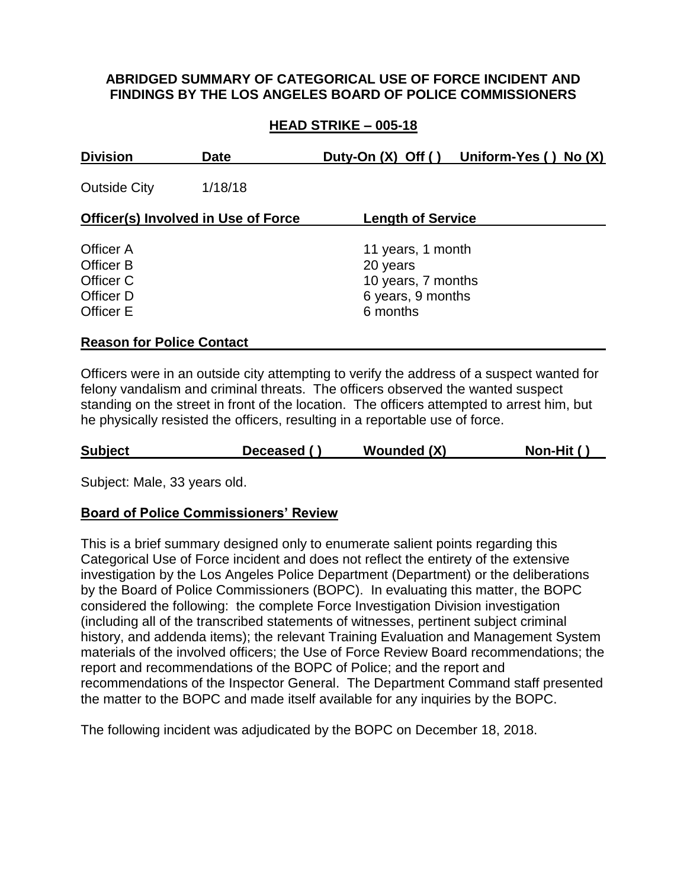# ABRIDGED SUMMARY OF CATEGORICAL USE OF FORCE INCIDENT AND FINDINGS BY THE LOS ANGELES BOARD OF POLICE COMMISSIONERS

## HEAD STRIKE – 005-18

| Division | Date | Duty-On (X) Off ( ) | Uniform-Yes ( ) No (X) |
|---|---|---|---|
| Outside City | 1/18/18 | | |

| Officer(s) Involved in Use of Force | Length of Service |
|---|---|
| Officer A | 11 years, 1 month |
| Officer B | 20 years |
| Officer C | 10 years, 7 months |
| Officer D | 6 years, 9 months |
| Officer E | 6 months |

**Reason for Police Contact**

Officers were in an outside city attempting to verify the address of a suspect wanted for felony vandalism and criminal threats. The officers observed the wanted suspect standing on the street in front of the location. The officers attempted to arrest him, but he physically resisted the officers, resulting in a reportable use of force.

| Subject | Deceased ( ) | Wounded (X) | Non-Hit ( ) |
|---|---|---|---|

Subject: Male, 33 years old.

**Board of Police Commissioners' Review**

This is a brief summary designed only to enumerate salient points regarding this Categorical Use of Force incident and does not reflect the entirety of the extensive investigation by the Los Angeles Police Department (Department) or the deliberations by the Board of Police Commissioners (BOPC). In evaluating this matter, the BOPC considered the following: the complete Force Investigation Division investigation (including all of the transcribed statements of witnesses, pertinent subject criminal history, and addenda items); the relevant Training Evaluation and Management System materials of the involved officers; the Use of Force Review Board recommendations; the report and recommendations of the BOPC of Police; and the report and recommendations of the Inspector General. The Department Command staff presented the matter to the BOPC and made itself available for any inquiries by the BOPC.

The following incident was adjudicated by the BOPC on December 18, 2018.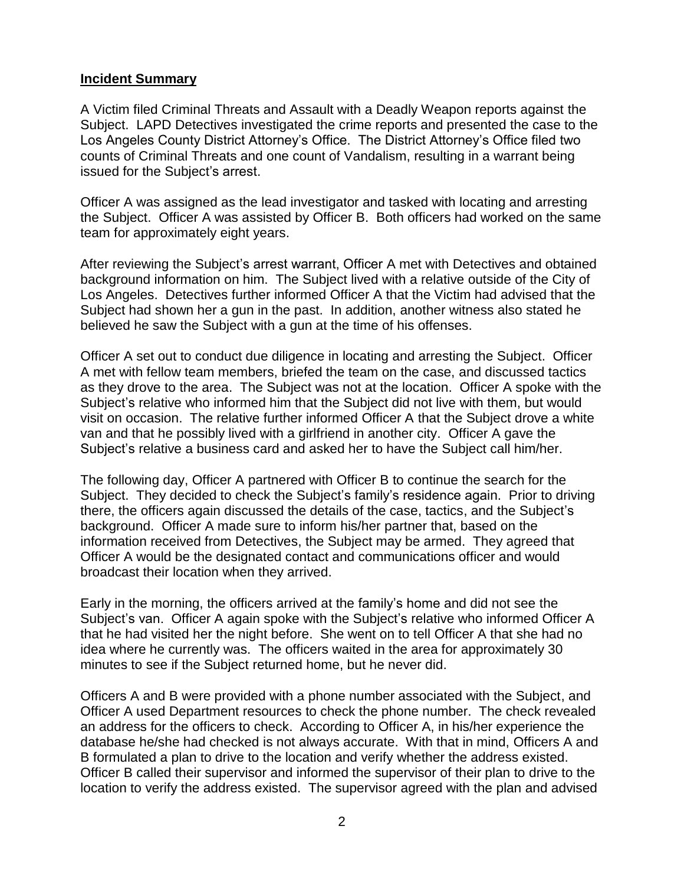## **Incident Summary**

A Victim filed Criminal Threats and Assault with a Deadly Weapon reports against the Subject. LAPD Detectives investigated the crime reports and presented the case to the Los Angeles County District Attorney's Office. The District Attorney's Office filed two counts of Criminal Threats and one count of Vandalism, resulting in a warrant being issued for the Subject's arrest.

Officer A was assigned as the lead investigator and tasked with locating and arresting the Subject. Officer A was assisted by Officer B. Both officers had worked on the same team for approximately eight years.

After reviewing the Subject's arrest warrant, Officer A met with Detectives and obtained background information on him. The Subject lived with a relative outside of the City of Los Angeles. Detectives further informed Officer A that the Victim had advised that the Subject had shown her a gun in the past. In addition, another witness also stated he believed he saw the Subject with a gun at the time of his offenses.

Officer A set out to conduct due diligence in locating and arresting the Subject. Officer A met with fellow team members, briefed the team on the case, and discussed tactics as they drove to the area. The Subject was not at the location. Officer A spoke with the Subject's relative who informed him that the Subject did not live with them, but would visit on occasion. The relative further informed Officer A that the Subject drove a white van and that he possibly lived with a girlfriend in another city. Officer A gave the Subject's relative a business card and asked her to have the Subject call him/her.

The following day, Officer A partnered with Officer B to continue the search for the Subject. They decided to check the Subject's family's residence again. Prior to driving there, the officers again discussed the details of the case, tactics, and the Subject's background. Officer A made sure to inform his/her partner that, based on the information received from Detectives, the Subject may be armed. They agreed that Officer A would be the designated contact and communications officer and would broadcast their location when they arrived.

Early in the morning, the officers arrived at the family's home and did not see the Subject's van. Officer A again spoke with the Subject's relative who informed Officer A that he had visited her the night before. She went on to tell Officer A that she had no idea where he currently was. The officers waited in the area for approximately 30 minutes to see if the Subject returned home, but he never did.

Officers A and B were provided with a phone number associated with the Subject, and Officer A used Department resources to check the phone number. The check revealed an address for the officers to check. According to Officer A, in his/her experience the database he/she had checked is not always accurate. With that in mind, Officers A and B formulated a plan to drive to the location and verify whether the address existed. Officer B called their supervisor and informed the supervisor of their plan to drive to the location to verify the address existed. The supervisor agreed with the plan and advised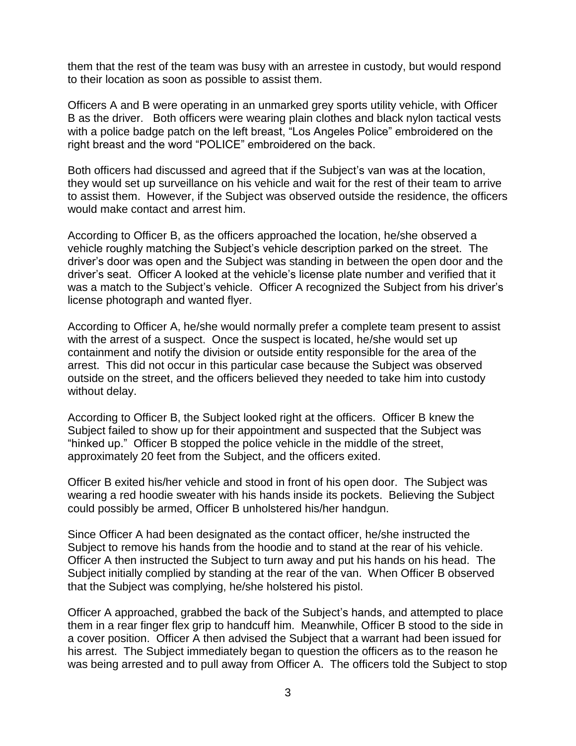them that the rest of the team was busy with an arrestee in custody, but would respond to their location as soon as possible to assist them.

Officers A and B were operating in an unmarked grey sports utility vehicle, with Officer B as the driver. Both officers were wearing plain clothes and black nylon tactical vests with a police badge patch on the left breast, "Los Angeles Police" embroidered on the right breast and the word "POLICE" embroidered on the back.

Both officers had discussed and agreed that if the Subject's van was at the location, they would set up surveillance on his vehicle and wait for the rest of their team to arrive to assist them. However, if the Subject was observed outside the residence, the officers would make contact and arrest him.

According to Officer B, as the officers approached the location, he/she observed a vehicle roughly matching the Subject's vehicle description parked on the street. The driver's door was open and the Subject was standing in between the open door and the driver's seat. Officer A looked at the vehicle's license plate number and verified that it was a match to the Subject's vehicle. Officer A recognized the Subject from his driver's license photograph and wanted flyer.

According to Officer A, he/she would normally prefer a complete team present to assist with the arrest of a suspect. Once the suspect is located, he/she would set up containment and notify the division or outside entity responsible for the area of the arrest. This did not occur in this particular case because the Subject was observed outside on the street, and the officers believed they needed to take him into custody without delay.

According to Officer B, the Subject looked right at the officers. Officer B knew the Subject failed to show up for their appointment and suspected that the Subject was "hinked up." Officer B stopped the police vehicle in the middle of the street, approximately 20 feet from the Subject, and the officers exited.

Officer B exited his/her vehicle and stood in front of his open door. The Subject was wearing a red hoodie sweater with his hands inside its pockets. Believing the Subject could possibly be armed, Officer B unholstered his/her handgun.

Since Officer A had been designated as the contact officer, he/she instructed the Subject to remove his hands from the hoodie and to stand at the rear of his vehicle. Officer A then instructed the Subject to turn away and put his hands on his head. The Subject initially complied by standing at the rear of the van. When Officer B observed that the Subject was complying, he/she holstered his pistol.

Officer A approached, grabbed the back of the Subject's hands, and attempted to place them in a rear finger flex grip to handcuff him. Meanwhile, Officer B stood to the side in a cover position. Officer A then advised the Subject that a warrant had been issued for his arrest. The Subject immediately began to question the officers as to the reason he was being arrested and to pull away from Officer A. The officers told the Subject to stop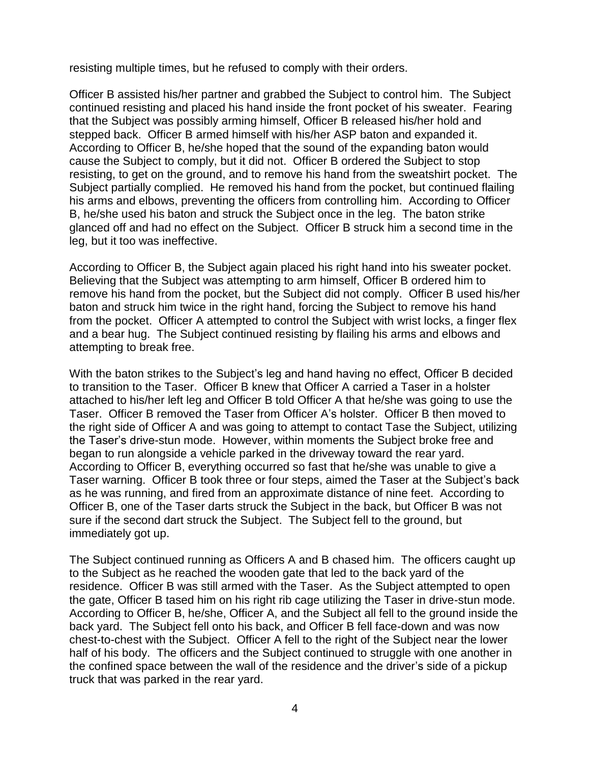resisting multiple times, but he refused to comply with their orders.

Officer B assisted his/her partner and grabbed the Subject to control him. The Subject continued resisting and placed his hand inside the front pocket of his sweater. Fearing that the Subject was possibly arming himself, Officer B released his/her hold and stepped back. Officer B armed himself with his/her ASP baton and expanded it. According to Officer B, he/she hoped that the sound of the expanding baton would cause the Subject to comply, but it did not. Officer B ordered the Subject to stop resisting, to get on the ground, and to remove his hand from the sweatshirt pocket. The Subject partially complied. He removed his hand from the pocket, but continued flailing his arms and elbows, preventing the officers from controlling him. According to Officer B, he/she used his baton and struck the Subject once in the leg. The baton strike glanced off and had no effect on the Subject. Officer B struck him a second time in the leg, but it too was ineffective.

According to Officer B, the Subject again placed his right hand into his sweater pocket. Believing that the Subject was attempting to arm himself, Officer B ordered him to remove his hand from the pocket, but the Subject did not comply. Officer B used his/her baton and struck him twice in the right hand, forcing the Subject to remove his hand from the pocket. Officer A attempted to control the Subject with wrist locks, a finger flex and a bear hug. The Subject continued resisting by flailing his arms and elbows and attempting to break free.

With the baton strikes to the Subject's leg and hand having no effect, Officer B decided to transition to the Taser. Officer B knew that Officer A carried a Taser in a holster attached to his/her left leg and Officer B told Officer A that he/she was going to use the Taser. Officer B removed the Taser from Officer A's holster. Officer B then moved to the right side of Officer A and was going to attempt to contact Tase the Subject, utilizing the Taser's drive-stun mode. However, within moments the Subject broke free and began to run alongside a vehicle parked in the driveway toward the rear yard. According to Officer B, everything occurred so fast that he/she was unable to give a Taser warning. Officer B took three or four steps, aimed the Taser at the Subject's back as he was running, and fired from an approximate distance of nine feet. According to Officer B, one of the Taser darts struck the Subject in the back, but Officer B was not sure if the second dart struck the Subject. The Subject fell to the ground, but immediately got up.

The Subject continued running as Officers A and B chased him. The officers caught up to the Subject as he reached the wooden gate that led to the back yard of the residence. Officer B was still armed with the Taser. As the Subject attempted to open the gate, Officer B tased him on his right rib cage utilizing the Taser in drive-stun mode. According to Officer B, he/she, Officer A, and the Subject all fell to the ground inside the back yard. The Subject fell onto his back, and Officer B fell face-down and was now chest-to-chest with the Subject. Officer A fell to the right of the Subject near the lower half of his body. The officers and the Subject continued to struggle with one another in the confined space between the wall of the residence and the driver's side of a pickup truck that was parked in the rear yard.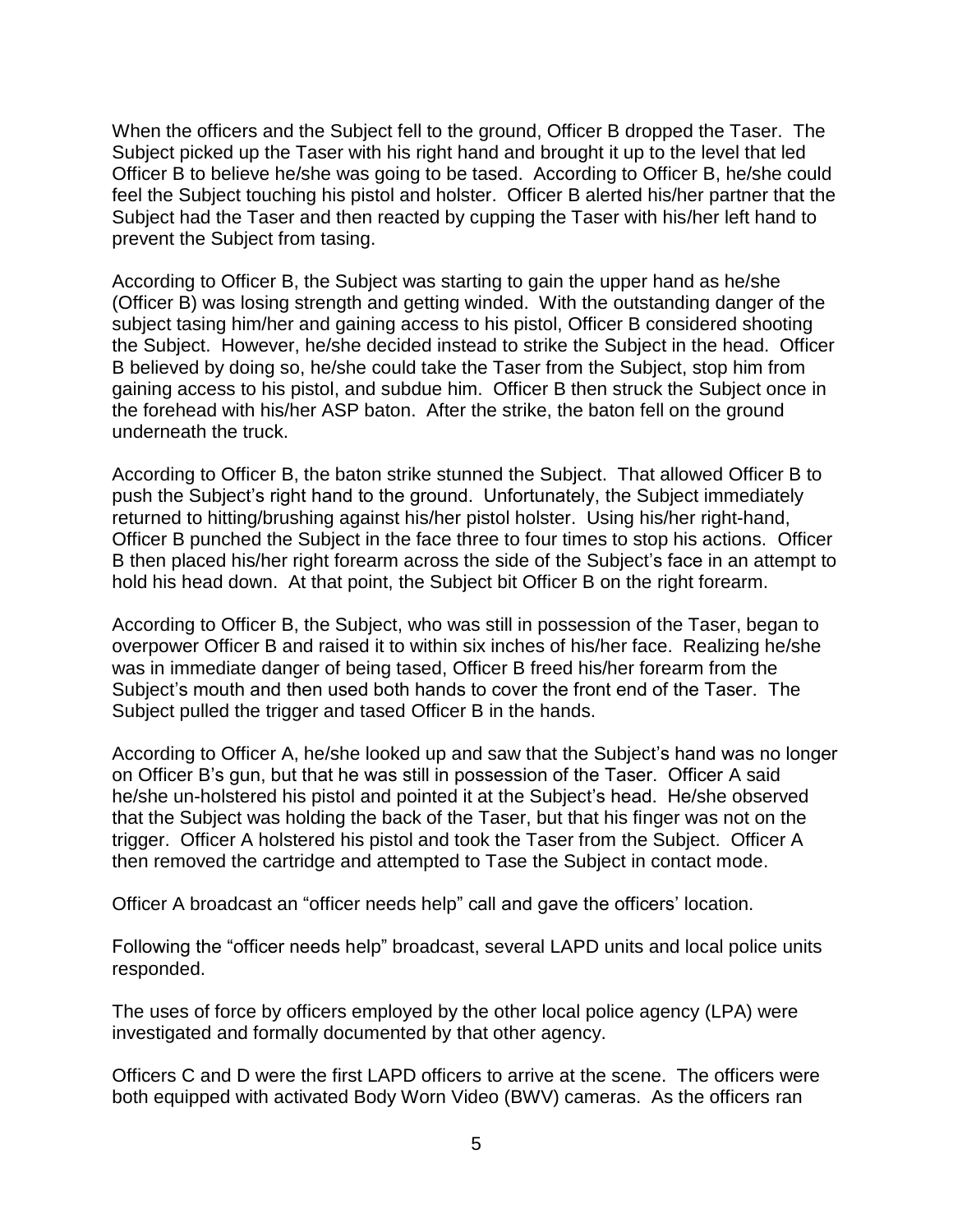When the officers and the Subject fell to the ground, Officer B dropped the Taser. The Subject picked up the Taser with his right hand and brought it up to the level that led Officer B to believe he/she was going to be tased. According to Officer B, he/she could feel the Subject touching his pistol and holster. Officer B alerted his/her partner that the Subject had the Taser and then reacted by cupping the Taser with his/her left hand to prevent the Subject from tasing.

According to Officer B, the Subject was starting to gain the upper hand as he/she (Officer B) was losing strength and getting winded. With the outstanding danger of the subject tasing him/her and gaining access to his pistol, Officer B considered shooting the Subject. However, he/she decided instead to strike the Subject in the head. Officer B believed by doing so, he/she could take the Taser from the Subject, stop him from gaining access to his pistol, and subdue him. Officer B then struck the Subject once in the forehead with his/her ASP baton. After the strike, the baton fell on the ground underneath the truck.

According to Officer B, the baton strike stunned the Subject. That allowed Officer B to push the Subject's right hand to the ground. Unfortunately, the Subject immediately returned to hitting/brushing against his/her pistol holster. Using his/her right-hand, Officer B punched the Subject in the face three to four times to stop his actions. Officer B then placed his/her right forearm across the side of the Subject's face in an attempt to hold his head down. At that point, the Subject bit Officer B on the right forearm.

According to Officer B, the Subject, who was still in possession of the Taser, began to overpower Officer B and raised it to within six inches of his/her face. Realizing he/she was in immediate danger of being tased, Officer B freed his/her forearm from the Subject's mouth and then used both hands to cover the front end of the Taser. The Subject pulled the trigger and tased Officer B in the hands.

According to Officer A, he/she looked up and saw that the Subject's hand was no longer on Officer B's gun, but that he was still in possession of the Taser. Officer A said he/she un-holstered his pistol and pointed it at the Subject's head. He/she observed that the Subject was holding the back of the Taser, but that his finger was not on the trigger. Officer A holstered his pistol and took the Taser from the Subject. Officer A then removed the cartridge and attempted to Tase the Subject in contact mode.

Officer A broadcast an "officer needs help" call and gave the officers' location.

Following the "officer needs help" broadcast, several LAPD units and local police units responded.

The uses of force by officers employed by the other local police agency (LPA) were investigated and formally documented by that other agency.

Officers C and D were the first LAPD officers to arrive at the scene. The officers were both equipped with activated Body Worn Video (BWV) cameras. As the officers ran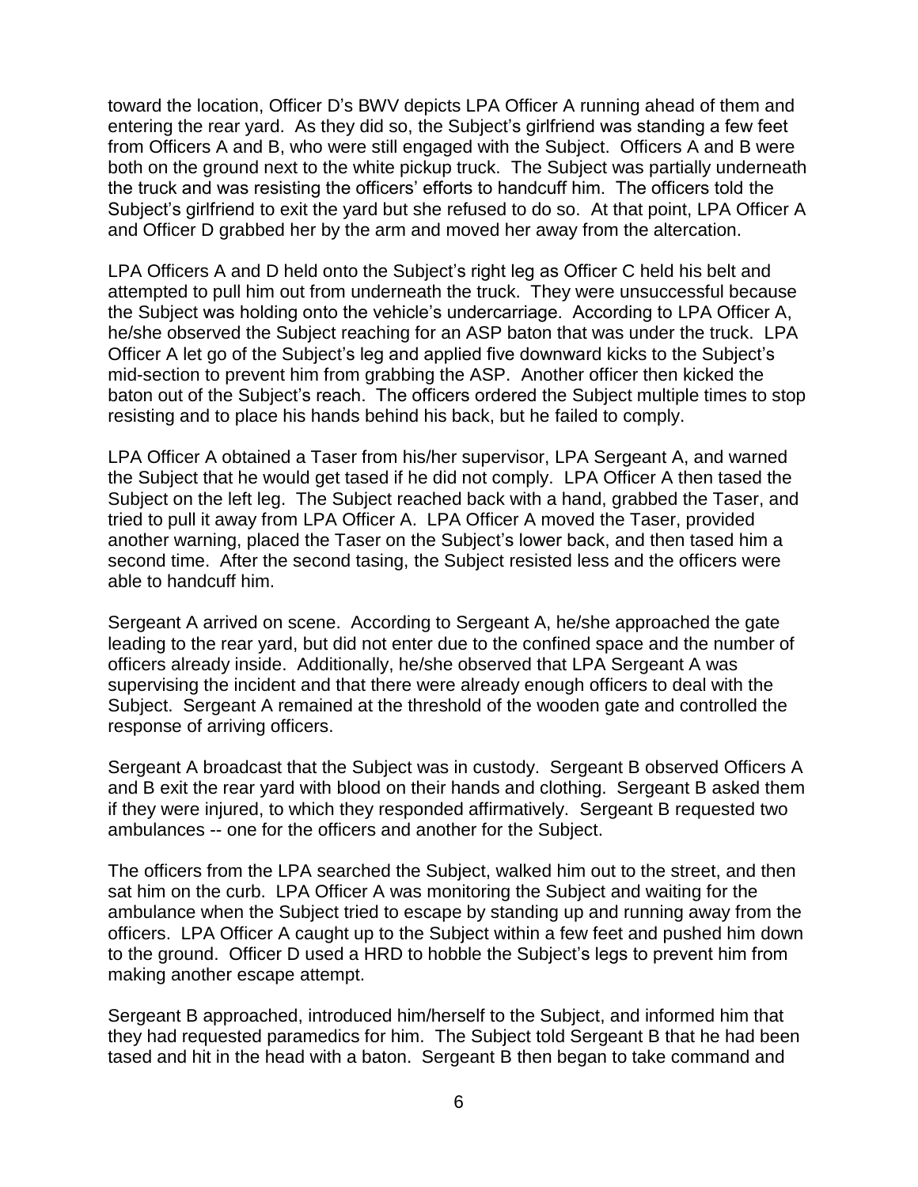toward the location, Officer D's BWV depicts LPA Officer A running ahead of them and entering the rear yard. As they did so, the Subject's girlfriend was standing a few feet from Officers A and B, who were still engaged with the Subject. Officers A and B were both on the ground next to the white pickup truck. The Subject was partially underneath the truck and was resisting the officers' efforts to handcuff him. The officers told the Subject's girlfriend to exit the yard but she refused to do so. At that point, LPA Officer A and Officer D grabbed her by the arm and moved her away from the altercation.

LPA Officers A and D held onto the Subject's right leg as Officer C held his belt and attempted to pull him out from underneath the truck. They were unsuccessful because the Subject was holding onto the vehicle's undercarriage. According to LPA Officer A, he/she observed the Subject reaching for an ASP baton that was under the truck. LPA Officer A let go of the Subject's leg and applied five downward kicks to the Subject's mid-section to prevent him from grabbing the ASP. Another officer then kicked the baton out of the Subject's reach. The officers ordered the Subject multiple times to stop resisting and to place his hands behind his back, but he failed to comply.

LPA Officer A obtained a Taser from his/her supervisor, LPA Sergeant A, and warned the Subject that he would get tased if he did not comply. LPA Officer A then tased the Subject on the left leg. The Subject reached back with a hand, grabbed the Taser, and tried to pull it away from LPA Officer A. LPA Officer A moved the Taser, provided another warning, placed the Taser on the Subject's lower back, and then tased him a second time. After the second tasing, the Subject resisted less and the officers were able to handcuff him.

Sergeant A arrived on scene. According to Sergeant A, he/she approached the gate leading to the rear yard, but did not enter due to the confined space and the number of officers already inside. Additionally, he/she observed that LPA Sergeant A was supervising the incident and that there were already enough officers to deal with the Subject. Sergeant A remained at the threshold of the wooden gate and controlled the response of arriving officers.

Sergeant A broadcast that the Subject was in custody. Sergeant B observed Officers A and B exit the rear yard with blood on their hands and clothing. Sergeant B asked them if they were injured, to which they responded affirmatively. Sergeant B requested two ambulances -- one for the officers and another for the Subject.

The officers from the LPA searched the Subject, walked him out to the street, and then sat him on the curb. LPA Officer A was monitoring the Subject and waiting for the ambulance when the Subject tried to escape by standing up and running away from the officers. LPA Officer A caught up to the Subject within a few feet and pushed him down to the ground. Officer D used a HRD to hobble the Subject's legs to prevent him from making another escape attempt.

Sergeant B approached, introduced him/herself to the Subject, and informed him that they had requested paramedics for him. The Subject told Sergeant B that he had been tased and hit in the head with a baton. Sergeant B then began to take command and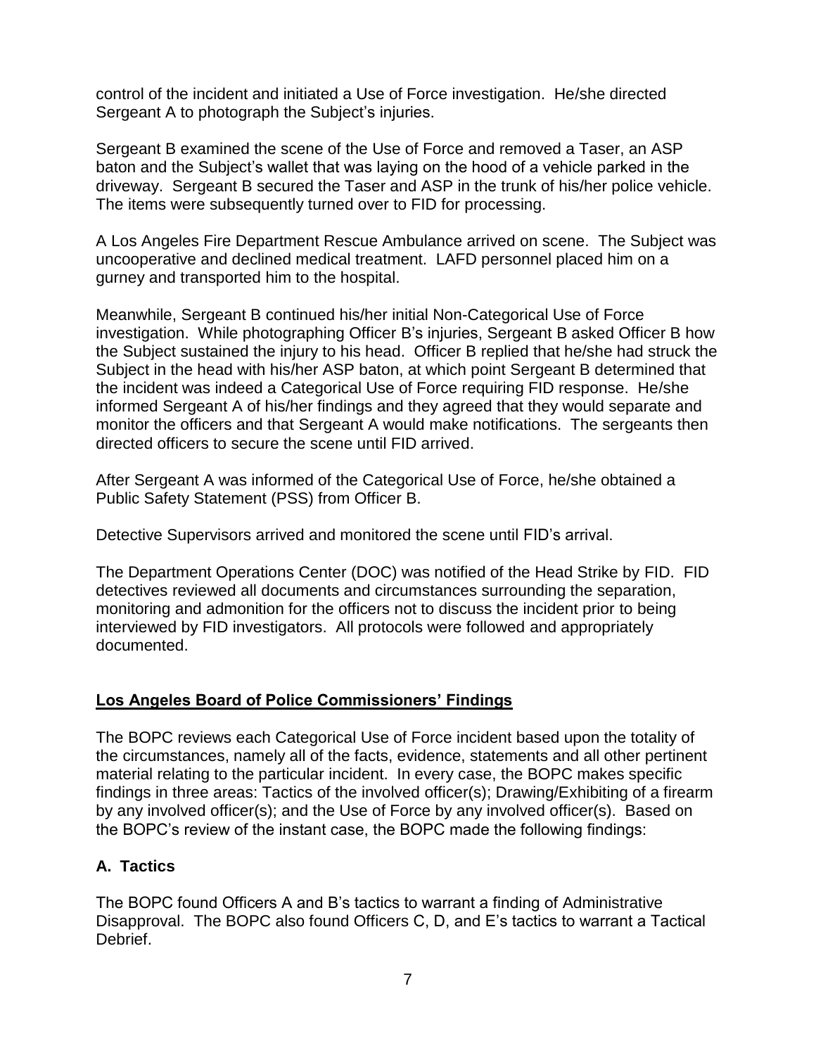control of the incident and initiated a Use of Force investigation. He/she directed Sergeant A to photograph the Subject's injuries.

Sergeant B examined the scene of the Use of Force and removed a Taser, an ASP baton and the Subject's wallet that was laying on the hood of a vehicle parked in the driveway. Sergeant B secured the Taser and ASP in the trunk of his/her police vehicle. The items were subsequently turned over to FID for processing.

A Los Angeles Fire Department Rescue Ambulance arrived on scene. The Subject was uncooperative and declined medical treatment. LAFD personnel placed him on a gurney and transported him to the hospital.

Meanwhile, Sergeant B continued his/her initial Non-Categorical Use of Force investigation. While photographing Officer B's injuries, Sergeant B asked Officer B how the Subject sustained the injury to his head. Officer B replied that he/she had struck the Subject in the head with his/her ASP baton, at which point Sergeant B determined that the incident was indeed a Categorical Use of Force requiring FID response. He/she informed Sergeant A of his/her findings and they agreed that they would separate and monitor the officers and that Sergeant A would make notifications. The sergeants then directed officers to secure the scene until FID arrived.

After Sergeant A was informed of the Categorical Use of Force, he/she obtained a Public Safety Statement (PSS) from Officer B.

Detective Supervisors arrived and monitored the scene until FID's arrival.

The Department Operations Center (DOC) was notified of the Head Strike by FID. FID detectives reviewed all documents and circumstances surrounding the separation, monitoring and admonition for the officers not to discuss the incident prior to being interviewed by FID investigators. All protocols were followed and appropriately documented.

## Los Angeles Board of Police Commissioners' Findings

The BOPC reviews each Categorical Use of Force incident based upon the totality of the circumstances, namely all of the facts, evidence, statements and all other pertinent material relating to the particular incident. In every case, the BOPC makes specific findings in three areas: Tactics of the involved officer(s); Drawing/Exhibiting of a firearm by any involved officer(s); and the Use of Force by any involved officer(s). Based on the BOPC's review of the instant case, the BOPC made the following findings:

### A. Tactics

The BOPC found Officers A and B's tactics to warrant a finding of Administrative Disapproval. The BOPC also found Officers C, D, and E's tactics to warrant a Tactical Debrief.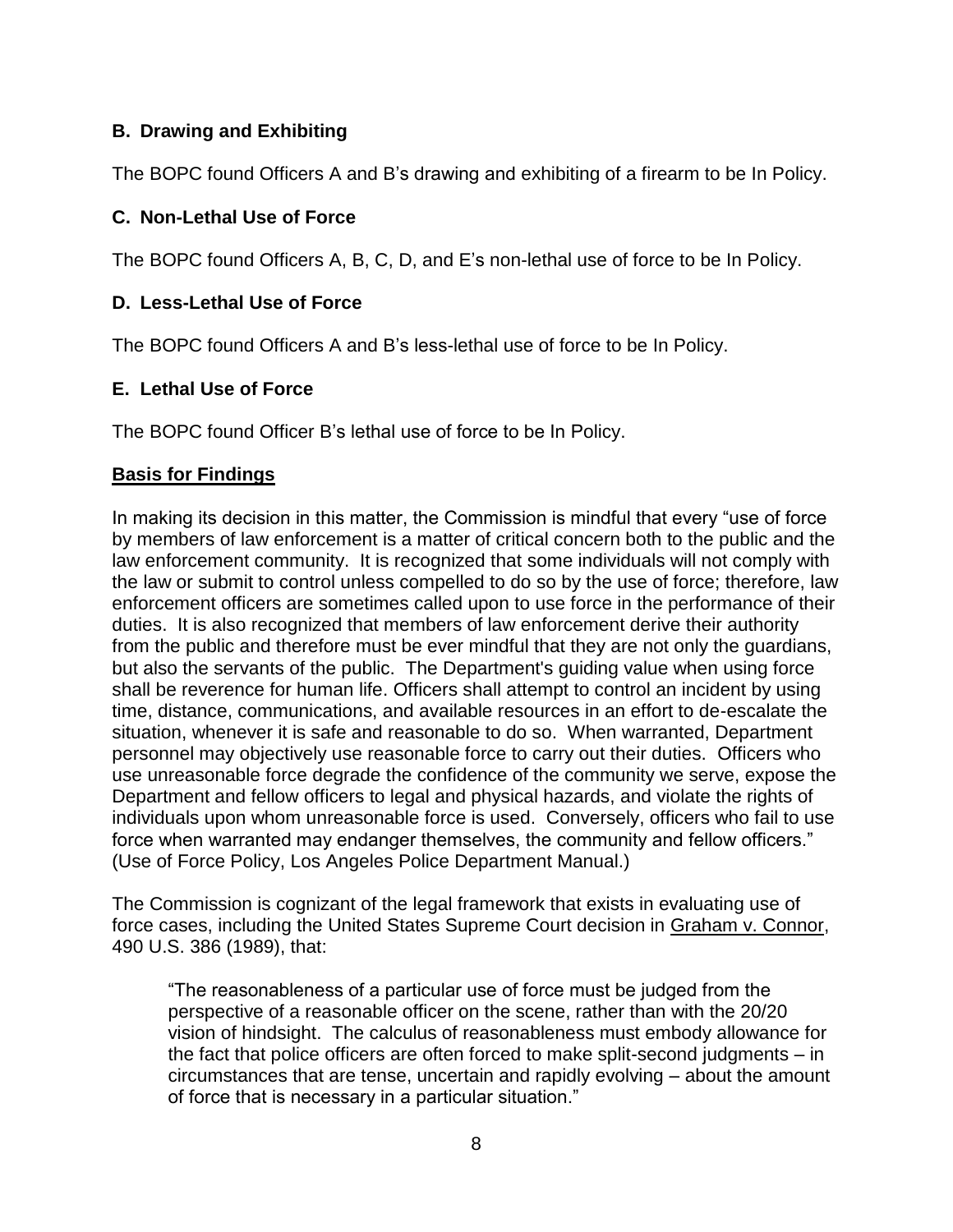### B. Drawing and Exhibiting

The BOPC found Officers A and B's drawing and exhibiting of a firearm to be In Policy.

### C. Non-Lethal Use of Force

The BOPC found Officers A, B, C, D, and E's non-lethal use of force to be In Policy.

### D. Less-Lethal Use of Force

The BOPC found Officers A and B's less-lethal use of force to be In Policy.

### E. Lethal Use of Force

The BOPC found Officer B's lethal use of force to be In Policy.

## Basis for Findings

In making its decision in this matter, the Commission is mindful that every "use of force by members of law enforcement is a matter of critical concern both to the public and the law enforcement community. It is recognized that some individuals will not comply with the law or submit to control unless compelled to do so by the use of force; therefore, law enforcement officers are sometimes called upon to use force in the performance of their duties. It is also recognized that members of law enforcement derive their authority from the public and therefore must be ever mindful that they are not only the guardians, but also the servants of the public. The Department's guiding value when using force shall be reverence for human life. Officers shall attempt to control an incident by using time, distance, communications, and available resources in an effort to de-escalate the situation, whenever it is safe and reasonable to do so. When warranted, Department personnel may objectively use reasonable force to carry out their duties. Officers who use unreasonable force degrade the confidence of the community we serve, expose the Department and fellow officers to legal and physical hazards, and violate the rights of individuals upon whom unreasonable force is used. Conversely, officers who fail to use force when warranted may endanger themselves, the community and fellow officers." (Use of Force Policy, Los Angeles Police Department Manual.)

The Commission is cognizant of the legal framework that exists in evaluating use of force cases, including the United States Supreme Court decision in Graham v. Connor, 490 U.S. 386 (1989), that:

> "The reasonableness of a particular use of force must be judged from the perspective of a reasonable officer on the scene, rather than with the 20/20 vision of hindsight. The calculus of reasonableness must embody allowance for the fact that police officers are often forced to make split-second judgments – in circumstances that are tense, uncertain and rapidly evolving – about the amount of force that is necessary in a particular situation."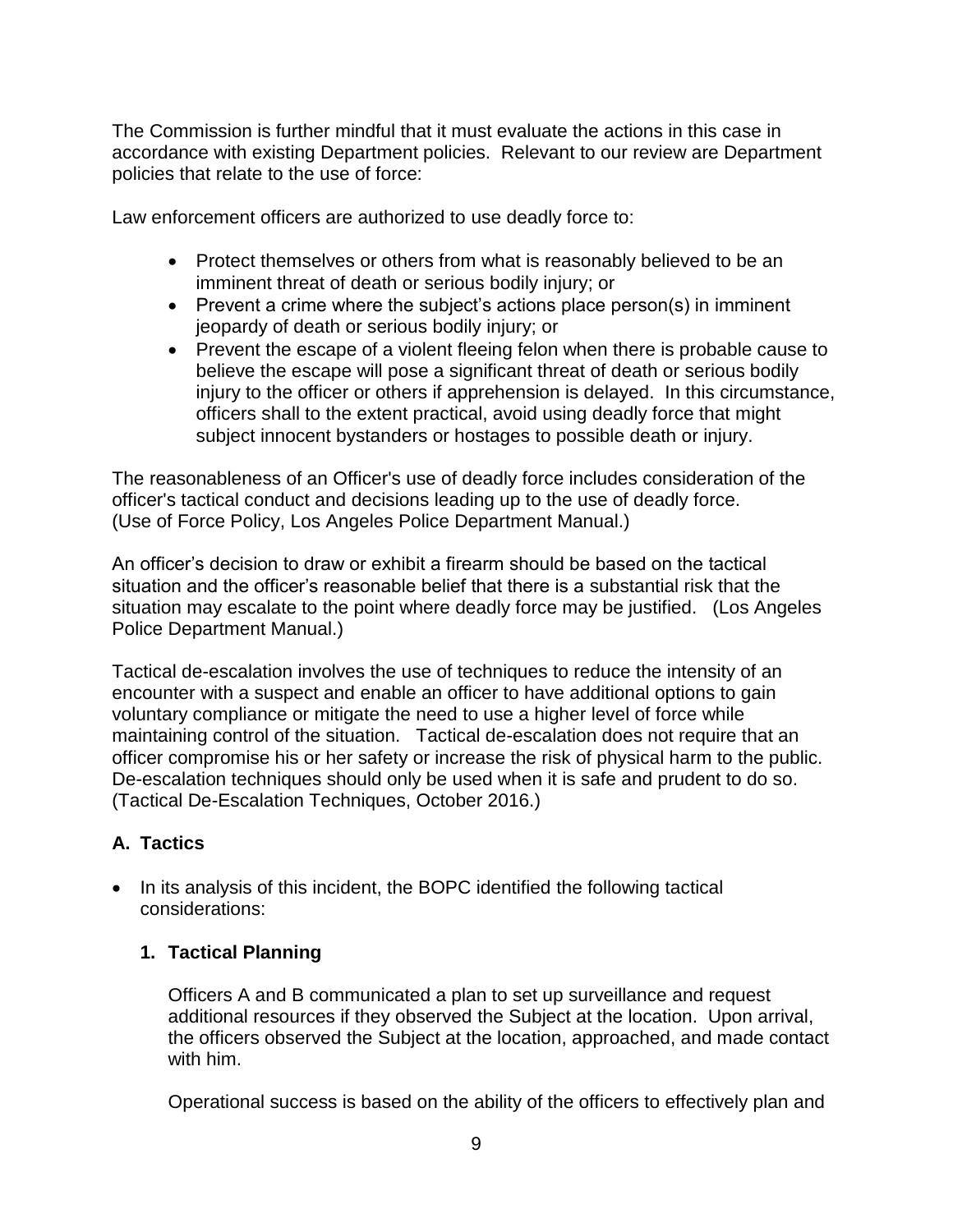The Commission is further mindful that it must evaluate the actions in this case in accordance with existing Department policies. Relevant to our review are Department policies that relate to the use of force:

Law enforcement officers are authorized to use deadly force to:

- Protect themselves or others from what is reasonably believed to be an imminent threat of death or serious bodily injury; or
- Prevent a crime where the subject's actions place person(s) in imminent jeopardy of death or serious bodily injury; or
- Prevent the escape of a violent fleeing felon when there is probable cause to believe the escape will pose a significant threat of death or serious bodily injury to the officer or others if apprehension is delayed. In this circumstance, officers shall to the extent practical, avoid using deadly force that might subject innocent bystanders or hostages to possible death or injury.

The reasonableness of an Officer's use of deadly force includes consideration of the officer's tactical conduct and decisions leading up to the use of deadly force. (Use of Force Policy, Los Angeles Police Department Manual.)

An officer's decision to draw or exhibit a firearm should be based on the tactical situation and the officer's reasonable belief that there is a substantial risk that the situation may escalate to the point where deadly force may be justified. (Los Angeles Police Department Manual.)

Tactical de-escalation involves the use of techniques to reduce the intensity of an encounter with a suspect and enable an officer to have additional options to gain voluntary compliance or mitigate the need to use a higher level of force while maintaining control of the situation. Tactical de-escalation does not require that an officer compromise his or her safety or increase the risk of physical harm to the public. De-escalation techniques should only be used when it is safe and prudent to do so. (Tactical De-Escalation Techniques, October 2016.)

## A. Tactics

- In its analysis of this incident, the BOPC identified the following tactical considerations:

### 1. Tactical Planning

Officers A and B communicated a plan to set up surveillance and request additional resources if they observed the Subject at the location. Upon arrival, the officers observed the Subject at the location, approached, and made contact with him.

Operational success is based on the ability of the officers to effectively plan and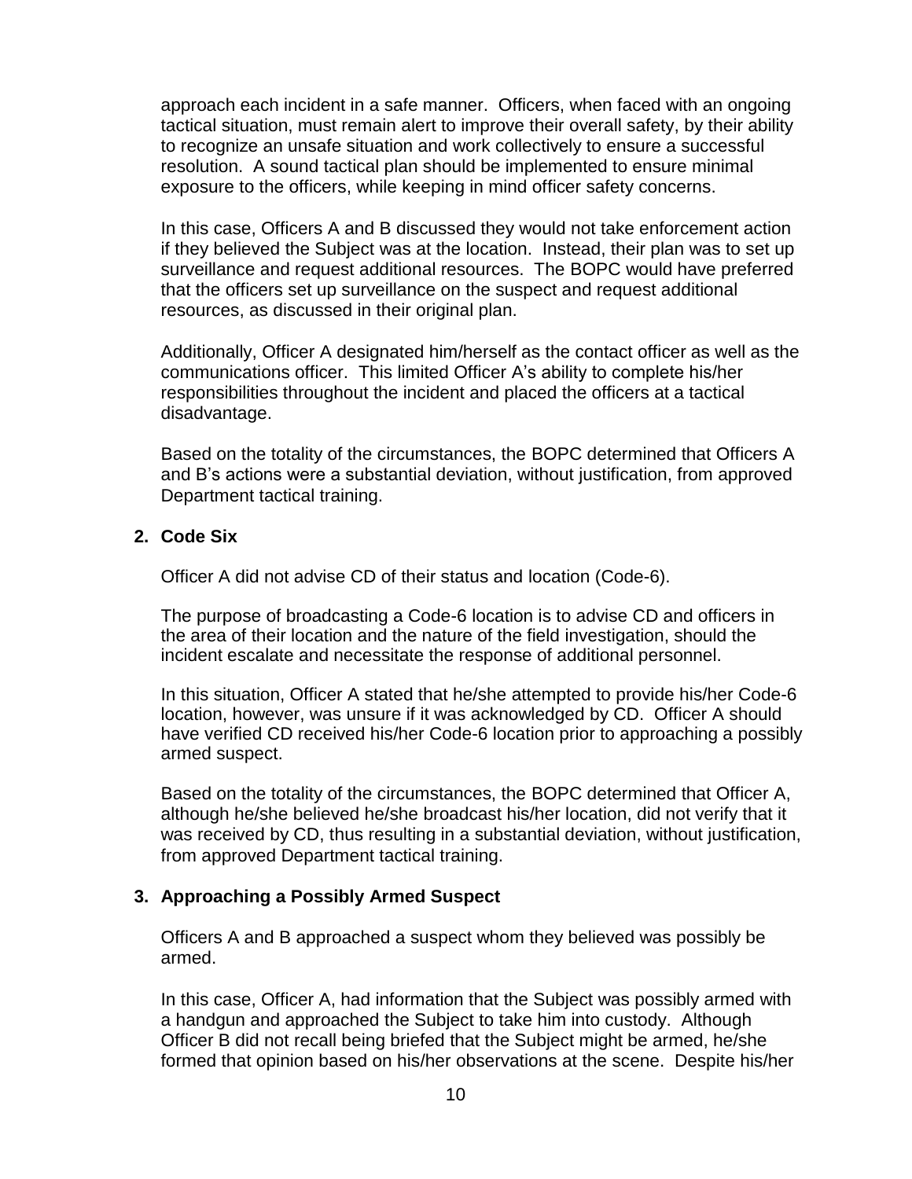approach each incident in a safe manner. Officers, when faced with an ongoing tactical situation, must remain alert to improve their overall safety, by their ability to recognize an unsafe situation and work collectively to ensure a successful resolution. A sound tactical plan should be implemented to ensure minimal exposure to the officers, while keeping in mind officer safety concerns.

In this case, Officers A and B discussed they would not take enforcement action if they believed the Subject was at the location. Instead, their plan was to set up surveillance and request additional resources. The BOPC would have preferred that the officers set up surveillance on the suspect and request additional resources, as discussed in their original plan.

Additionally, Officer A designated him/herself as the contact officer as well as the communications officer. This limited Officer A's ability to complete his/her responsibilities throughout the incident and placed the officers at a tactical disadvantage.

Based on the totality of the circumstances, the BOPC determined that Officers A and B's actions were a substantial deviation, without justification, from approved Department tactical training.

**2. Code Six**

Officer A did not advise CD of their status and location (Code-6).

The purpose of broadcasting a Code-6 location is to advise CD and officers in the area of their location and the nature of the field investigation, should the incident escalate and necessitate the response of additional personnel.

In this situation, Officer A stated that he/she attempted to provide his/her Code-6 location, however, was unsure if it was acknowledged by CD. Officer A should have verified CD received his/her Code-6 location prior to approaching a possibly armed suspect.

Based on the totality of the circumstances, the BOPC determined that Officer A, although he/she believed he/she broadcast his/her location, did not verify that it was received by CD, thus resulting in a substantial deviation, without justification, from approved Department tactical training.

**3. Approaching a Possibly Armed Suspect**

Officers A and B approached a suspect whom they believed was possibly be armed.

In this case, Officer A, had information that the Subject was possibly armed with a handgun and approached the Subject to take him into custody. Although Officer B did not recall being briefed that the Subject might be armed, he/she formed that opinion based on his/her observations at the scene. Despite his/her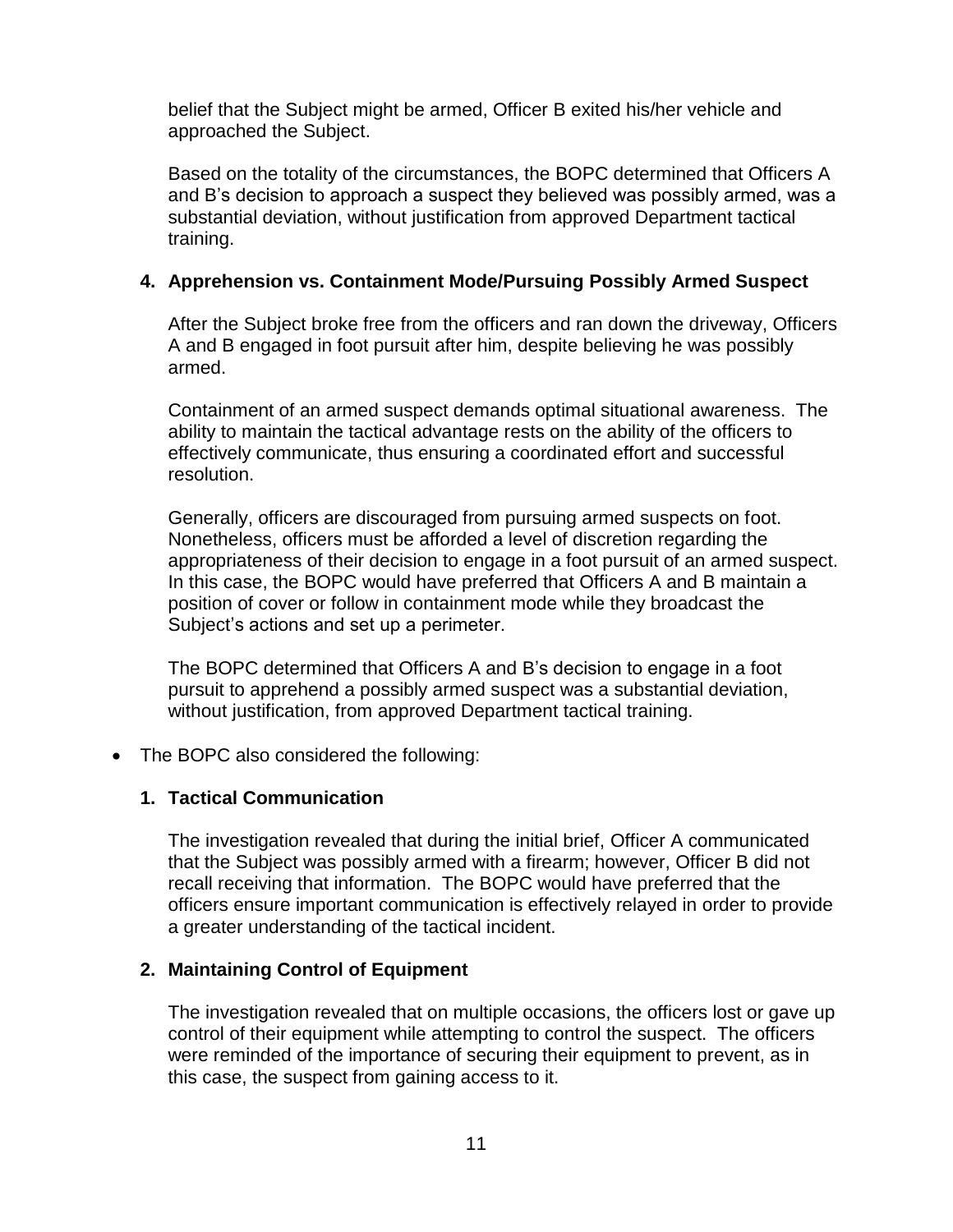belief that the Subject might be armed, Officer B exited his/her vehicle and approached the Subject.

Based on the totality of the circumstances, the BOPC determined that Officers A and B's decision to approach a suspect they believed was possibly armed, was a substantial deviation, without justification from approved Department tactical training.

**4. Apprehension vs. Containment Mode/Pursuing Possibly Armed Suspect**

After the Subject broke free from the officers and ran down the driveway, Officers A and B engaged in foot pursuit after him, despite believing he was possibly armed.

Containment of an armed suspect demands optimal situational awareness. The ability to maintain the tactical advantage rests on the ability of the officers to effectively communicate, thus ensuring a coordinated effort and successful resolution.

Generally, officers are discouraged from pursuing armed suspects on foot. Nonetheless, officers must be afforded a level of discretion regarding the appropriateness of their decision to engage in a foot pursuit of an armed suspect. In this case, the BOPC would have preferred that Officers A and B maintain a position of cover or follow in containment mode while they broadcast the Subject's actions and set up a perimeter.

The BOPC determined that Officers A and B's decision to engage in a foot pursuit to apprehend a possibly armed suspect was a substantial deviation, without justification, from approved Department tactical training.

- The BOPC also considered the following:

**1. Tactical Communication**

The investigation revealed that during the initial brief, Officer A communicated that the Subject was possibly armed with a firearm; however, Officer B did not recall receiving that information. The BOPC would have preferred that the officers ensure important communication is effectively relayed in order to provide a greater understanding of the tactical incident.

**2. Maintaining Control of Equipment**

The investigation revealed that on multiple occasions, the officers lost or gave up control of their equipment while attempting to control the suspect. The officers were reminded of the importance of securing their equipment to prevent, as in this case, the suspect from gaining access to it.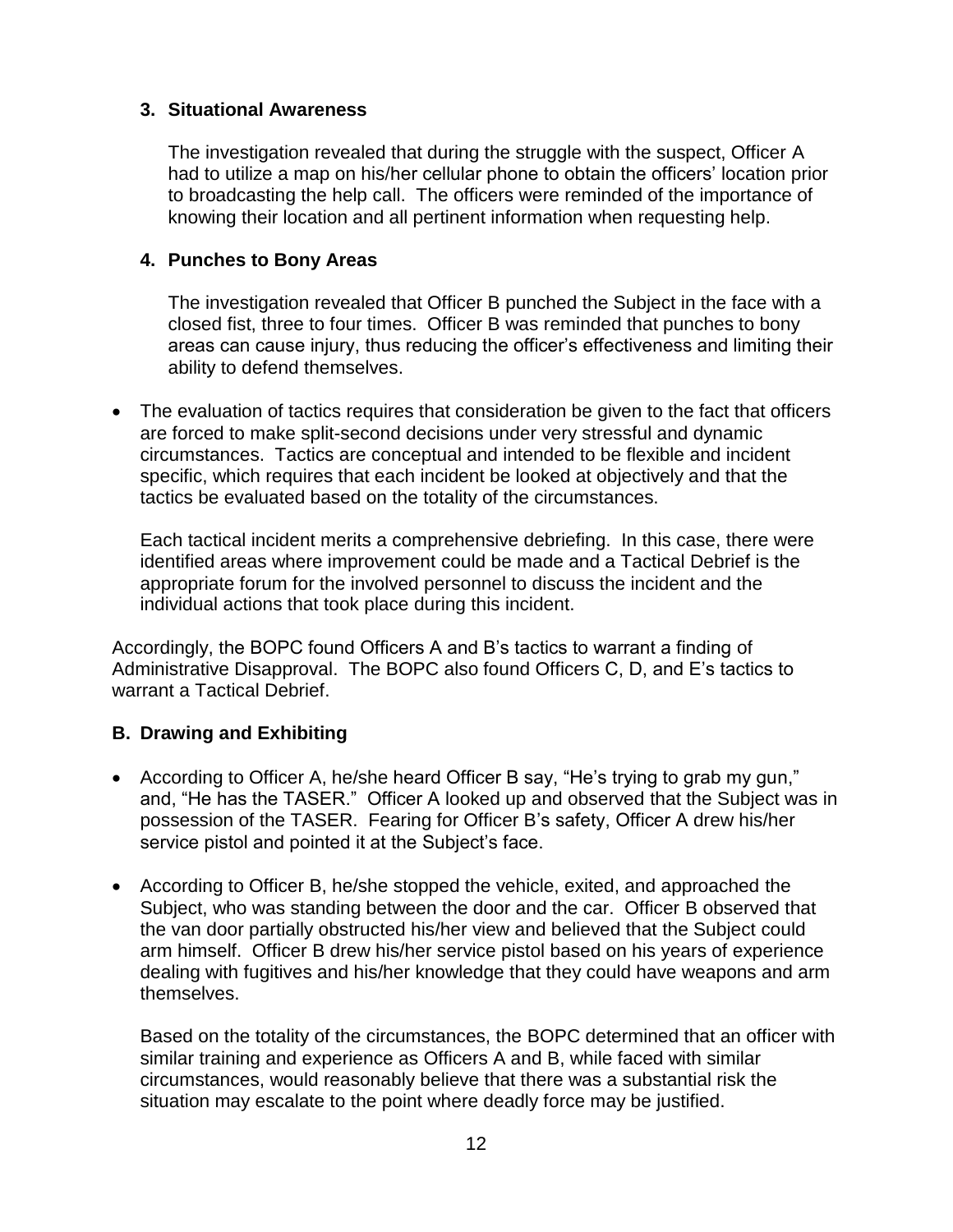**3. Situational Awareness**

The investigation revealed that during the struggle with the suspect, Officer A had to utilize a map on his/her cellular phone to obtain the officers' location prior to broadcasting the help call. The officers were reminded of the importance of knowing their location and all pertinent information when requesting help.

**4. Punches to Bony Areas**

The investigation revealed that Officer B punched the Subject in the face with a closed fist, three to four times. Officer B was reminded that punches to bony areas can cause injury, thus reducing the officer's effectiveness and limiting their ability to defend themselves.

- The evaluation of tactics requires that consideration be given to the fact that officers are forced to make split-second decisions under very stressful and dynamic circumstances. Tactics are conceptual and intended to be flexible and incident specific, which requires that each incident be looked at objectively and that the tactics be evaluated based on the totality of the circumstances.

  Each tactical incident merits a comprehensive debriefing. In this case, there were identified areas where improvement could be made and a Tactical Debrief is the appropriate forum for the involved personnel to discuss the incident and the individual actions that took place during this incident.

Accordingly, the BOPC found Officers A and B's tactics to warrant a finding of Administrative Disapproval. The BOPC also found Officers C, D, and E's tactics to warrant a Tactical Debrief.

**B. Drawing and Exhibiting**

- According to Officer A, he/she heard Officer B say, "He's trying to grab my gun," and, "He has the TASER." Officer A looked up and observed that the Subject was in possession of the TASER. Fearing for Officer B's safety, Officer A drew his/her service pistol and pointed it at the Subject's face.

- According to Officer B, he/she stopped the vehicle, exited, and approached the Subject, who was standing between the door and the car. Officer B observed that the van door partially obstructed his/her view and believed that the Subject could arm himself. Officer B drew his/her service pistol based on his years of experience dealing with fugitives and his/her knowledge that they could have weapons and arm themselves.

  Based on the totality of the circumstances, the BOPC determined that an officer with similar training and experience as Officers A and B, while faced with similar circumstances, would reasonably believe that there was a substantial risk the situation may escalate to the point where deadly force may be justified.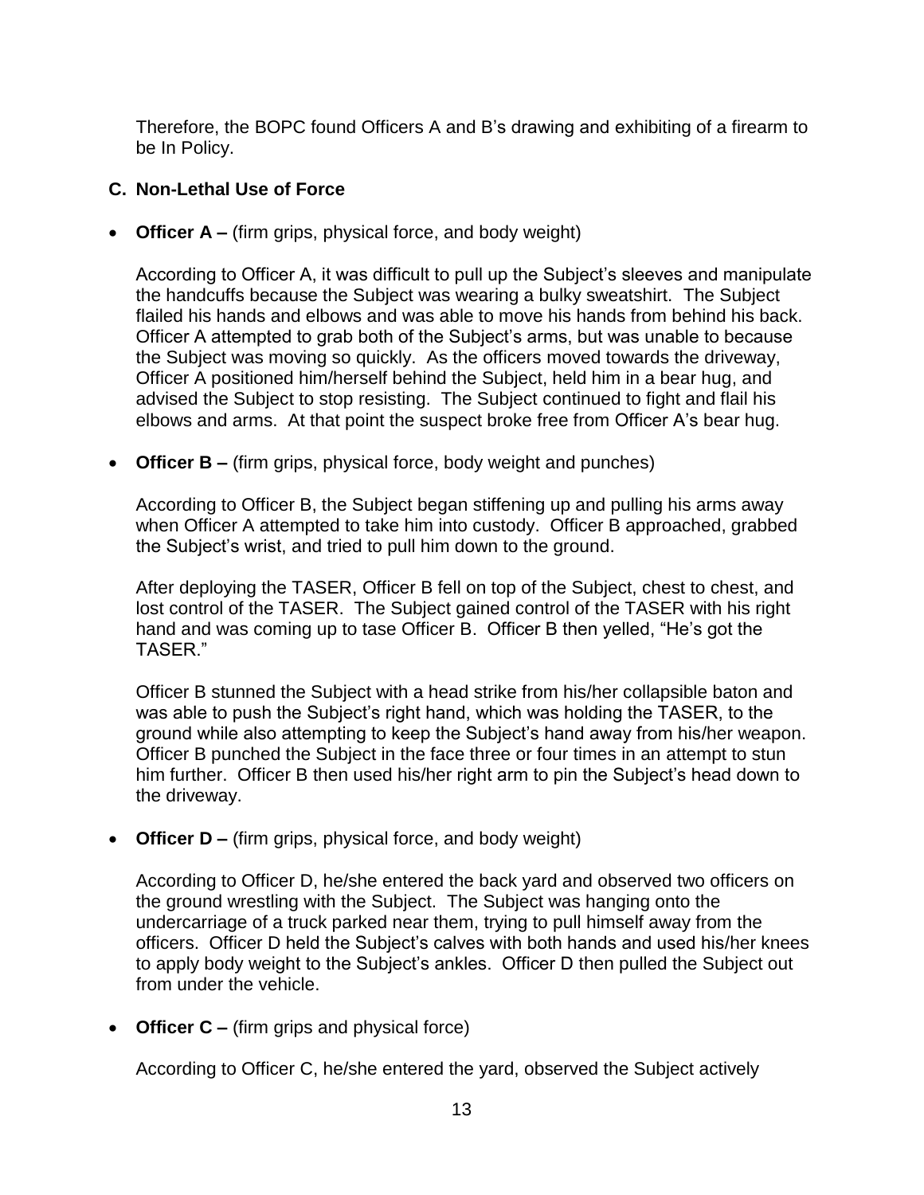Therefore, the BOPC found Officers A and B's drawing and exhibiting of a firearm to be In Policy.

### C. Non-Lethal Use of Force

- **Officer A –** (firm grips, physical force, and body weight)

  According to Officer A, it was difficult to pull up the Subject's sleeves and manipulate the handcuffs because the Subject was wearing a bulky sweatshirt. The Subject flailed his hands and elbows and was able to move his hands from behind his back. Officer A attempted to grab both of the Subject's arms, but was unable to because the Subject was moving so quickly. As the officers moved towards the driveway, Officer A positioned him/herself behind the Subject, held him in a bear hug, and advised the Subject to stop resisting. The Subject continued to fight and flail his elbows and arms. At that point the suspect broke free from Officer A's bear hug.

- **Officer B –** (firm grips, physical force, body weight and punches)

  According to Officer B, the Subject began stiffening up and pulling his arms away when Officer A attempted to take him into custody. Officer B approached, grabbed the Subject's wrist, and tried to pull him down to the ground.

  After deploying the TASER, Officer B fell on top of the Subject, chest to chest, and lost control of the TASER. The Subject gained control of the TASER with his right hand and was coming up to tase Officer B. Officer B then yelled, "He's got the TASER."

  Officer B stunned the Subject with a head strike from his/her collapsible baton and was able to push the Subject's right hand, which was holding the TASER, to the ground while also attempting to keep the Subject's hand away from his/her weapon. Officer B punched the Subject in the face three or four times in an attempt to stun him further. Officer B then used his/her right arm to pin the Subject's head down to the driveway.

- **Officer D –** (firm grips, physical force, and body weight)

  According to Officer D, he/she entered the back yard and observed two officers on the ground wrestling with the Subject. The Subject was hanging onto the undercarriage of a truck parked near them, trying to pull himself away from the officers. Officer D held the Subject's calves with both hands and used his/her knees to apply body weight to the Subject's ankles. Officer D then pulled the Subject out from under the vehicle.

- **Officer C –** (firm grips and physical force)

  According to Officer C, he/she entered the yard, observed the Subject actively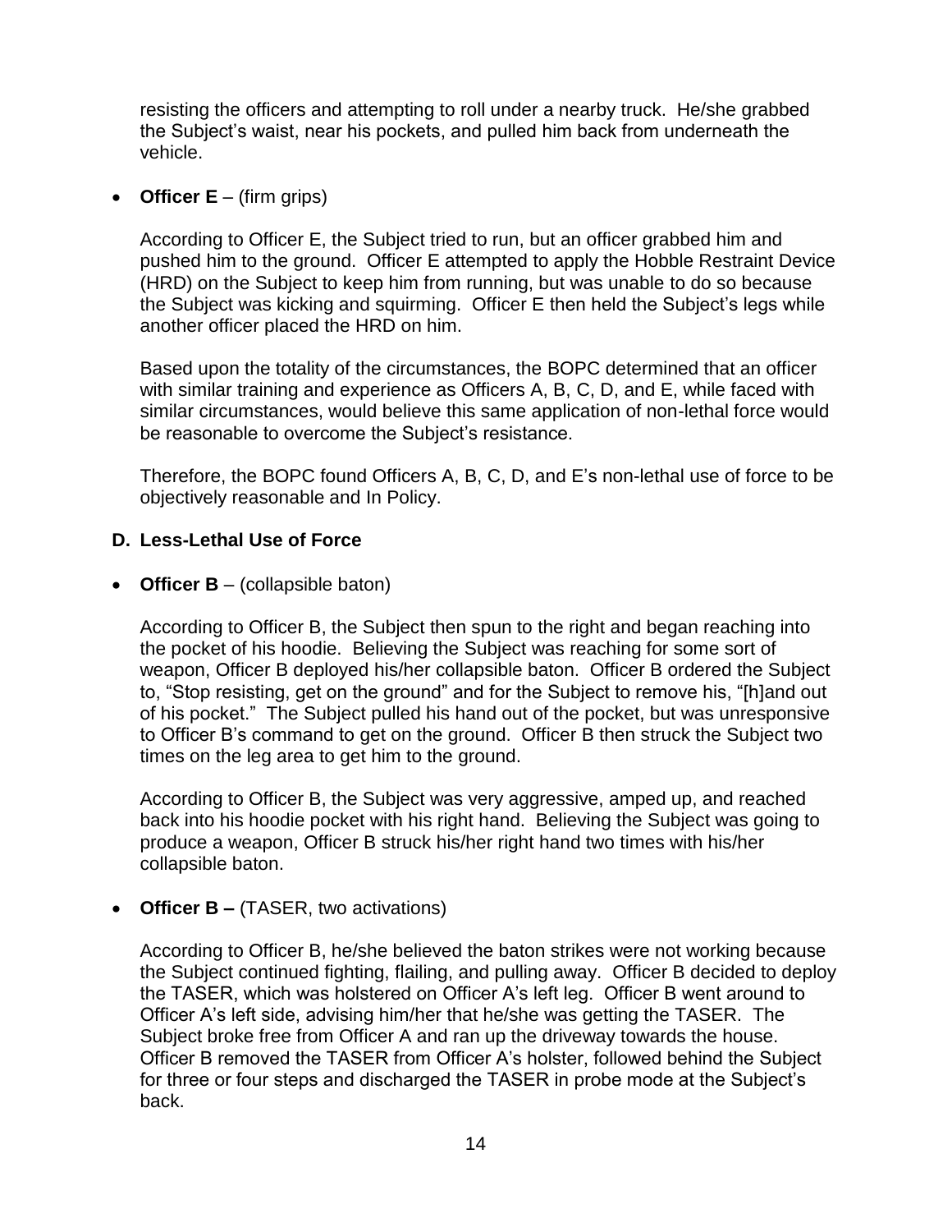resisting the officers and attempting to roll under a nearby truck. He/she grabbed the Subject's waist, near his pockets, and pulled him back from underneath the vehicle.

- **Officer E** – (firm grips)

  According to Officer E, the Subject tried to run, but an officer grabbed him and pushed him to the ground. Officer E attempted to apply the Hobble Restraint Device (HRD) on the Subject to keep him from running, but was unable to do so because the Subject was kicking and squirming. Officer E then held the Subject's legs while another officer placed the HRD on him.

  Based upon the totality of the circumstances, the BOPC determined that an officer with similar training and experience as Officers A, B, C, D, and E, while faced with similar circumstances, would believe this same application of non-lethal force would be reasonable to overcome the Subject's resistance.

  Therefore, the BOPC found Officers A, B, C, D, and E's non-lethal use of force to be objectively reasonable and In Policy.

### D. Less-Lethal Use of Force

- **Officer B** – (collapsible baton)

  According to Officer B, the Subject then spun to the right and began reaching into the pocket of his hoodie. Believing the Subject was reaching for some sort of weapon, Officer B deployed his/her collapsible baton. Officer B ordered the Subject to, "Stop resisting, get on the ground" and for the Subject to remove his, "[h]and out of his pocket." The Subject pulled his hand out of the pocket, but was unresponsive to Officer B's command to get on the ground. Officer B then struck the Subject two times on the leg area to get him to the ground.

  According to Officer B, the Subject was very aggressive, amped up, and reached back into his hoodie pocket with his right hand. Believing the Subject was going to produce a weapon, Officer B struck his/her right hand two times with his/her collapsible baton.

- **Officer B –** (TASER, two activations)

  According to Officer B, he/she believed the baton strikes were not working because the Subject continued fighting, flailing, and pulling away. Officer B decided to deploy the TASER, which was holstered on Officer A's left leg. Officer B went around to Officer A's left side, advising him/her that he/she was getting the TASER. The Subject broke free from Officer A and ran up the driveway towards the house. Officer B removed the TASER from Officer A's holster, followed behind the Subject for three or four steps and discharged the TASER in probe mode at the Subject's back.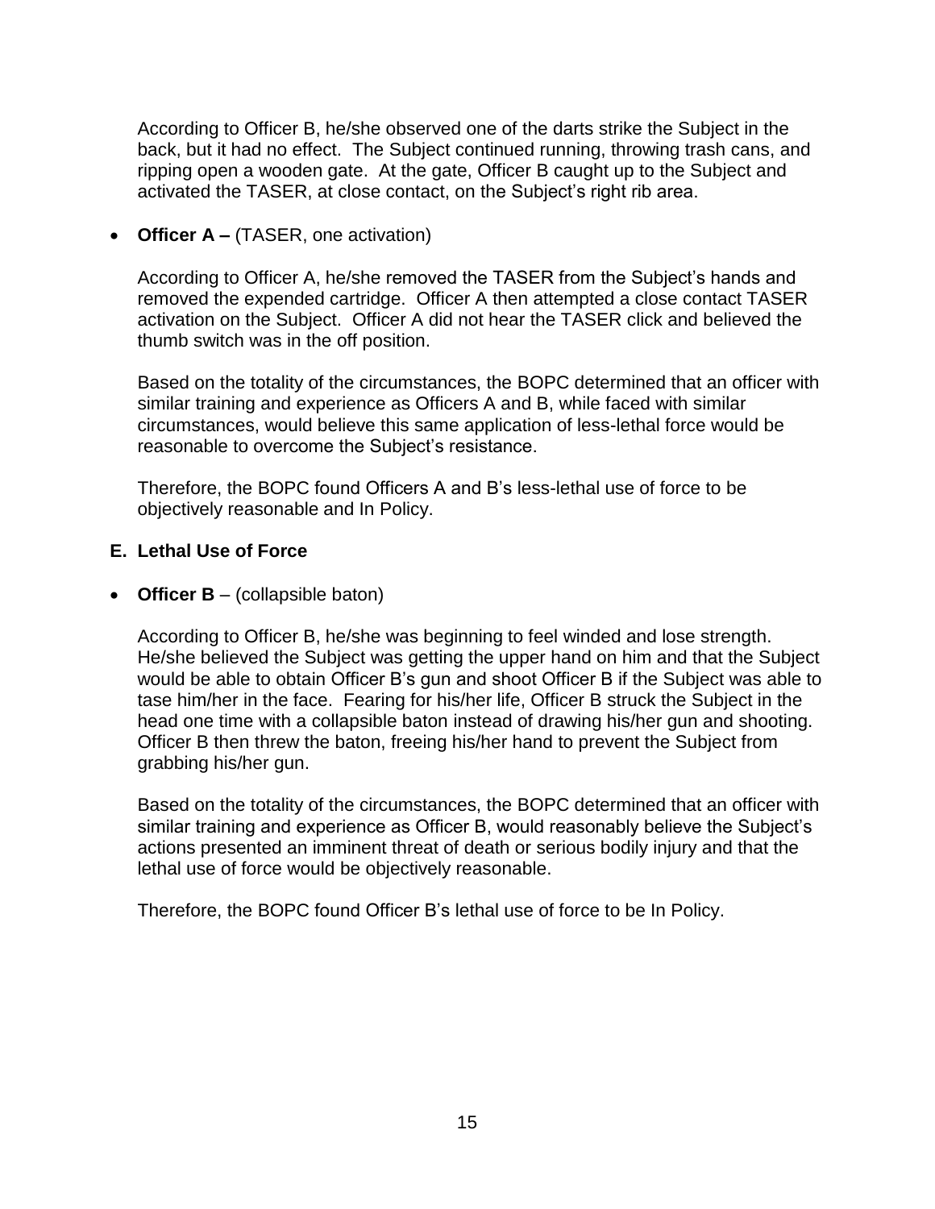According to Officer B, he/she observed one of the darts strike the Subject in the back, but it had no effect. The Subject continued running, throwing trash cans, and ripping open a wooden gate. At the gate, Officer B caught up to the Subject and activated the TASER, at close contact, on the Subject's right rib area.

- **Officer A –** (TASER, one activation)

  According to Officer A, he/she removed the TASER from the Subject's hands and removed the expended cartridge. Officer A then attempted a close contact TASER activation on the Subject. Officer A did not hear the TASER click and believed the thumb switch was in the off position.

  Based on the totality of the circumstances, the BOPC determined that an officer with similar training and experience as Officers A and B, while faced with similar circumstances, would believe this same application of less-lethal force would be reasonable to overcome the Subject's resistance.

  Therefore, the BOPC found Officers A and B's less-lethal use of force to be objectively reasonable and In Policy.

### E. Lethal Use of Force

- **Officer B** – (collapsible baton)

  According to Officer B, he/she was beginning to feel winded and lose strength. He/she believed the Subject was getting the upper hand on him and that the Subject would be able to obtain Officer B's gun and shoot Officer B if the Subject was able to tase him/her in the face. Fearing for his/her life, Officer B struck the Subject in the head one time with a collapsible baton instead of drawing his/her gun and shooting. Officer B then threw the baton, freeing his/her hand to prevent the Subject from grabbing his/her gun.

  Based on the totality of the circumstances, the BOPC determined that an officer with similar training and experience as Officer B, would reasonably believe the Subject's actions presented an imminent threat of death or serious bodily injury and that the lethal use of force would be objectively reasonable.

  Therefore, the BOPC found Officer B's lethal use of force to be In Policy.